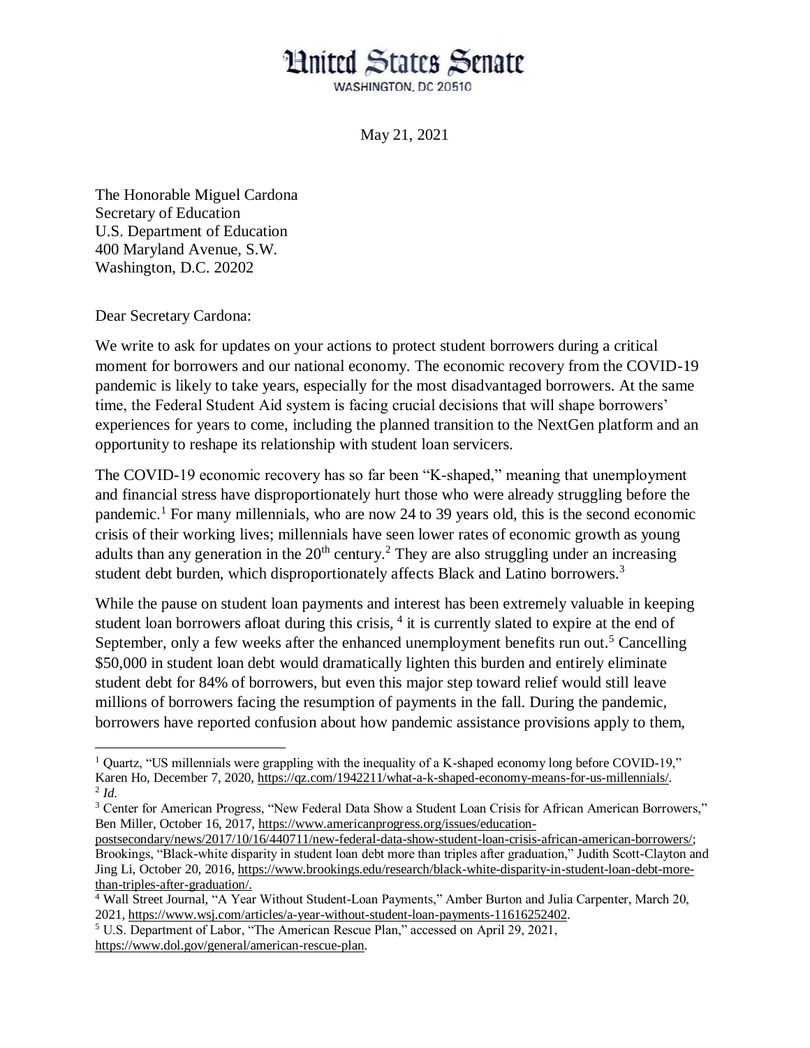# United States Senate

WASHINGTON, DC 20510

May 21, 2021

The Honorable Miguel Cardona
Secretary of Education
U.S. Department of Education
400 Maryland Avenue, S.W.
Washington, D.C. 20202

Dear Secretary Cardona:

We write to ask for updates on your actions to protect student borrowers during a critical moment for borrowers and our national economy. The economic recovery from the COVID-19 pandemic is likely to take years, especially for the most disadvantaged borrowers. At the same time, the Federal Student Aid system is facing crucial decisions that will shape borrowers' experiences for years to come, including the planned transition to the NextGen platform and an opportunity to reshape its relationship with student loan servicers.

The COVID-19 economic recovery has so far been "K-shaped," meaning that unemployment and financial stress have disproportionately hurt those who were already struggling before the pandemic.[1] For many millennials, who are now 24 to 39 years old, this is the second economic crisis of their working lives; millennials have seen lower rates of economic growth as young adults than any generation in the 20th century.[2] They are also struggling under an increasing student debt burden, which disproportionately affects Black and Latino borrowers.[3]

While the pause on student loan payments and interest has been extremely valuable in keeping student loan borrowers afloat during this crisis,[4] it is currently slated to expire at the end of September, only a few weeks after the enhanced unemployment benefits run out.[5] Cancelling $50,000 in student loan debt would dramatically lighten this burden and entirely eliminate student debt for 84% of borrowers, but even this major step toward relief would still leave millions of borrowers facing the resumption of payments in the fall. During the pandemic, borrowers have reported confusion about how pandemic assistance provisions apply to them,

---

[1] Quartz, "US millennials were grappling with the inequality of a K-shaped economy long before COVID-19," Karen Ho, December 7, 2020, https://qz.com/1942211/what-a-k-shaped-economy-means-for-us-millennials/.

[2] *Id.*

[3] Center for American Progress, "New Federal Data Show a Student Loan Crisis for African American Borrowers," Ben Miller, October 16, 2017, https://www.americanprogress.org/issues/education-postsecondary/news/2017/10/16/440711/new-federal-data-show-student-loan-crisis-african-american-borrowers/; Brookings, "Black-white disparity in student loan debt more than triples after graduation," Judith Scott-Clayton and Jing Li, October 20, 2016, https://www.brookings.edu/research/black-white-disparity-in-student-loan-debt-more-than-triples-after-graduation/.

[4] Wall Street Journal, "A Year Without Student-Loan Payments," Amber Burton and Julia Carpenter, March 20, 2021, https://www.wsj.com/articles/a-year-without-student-loan-payments-11616252402.

[5] U.S. Department of Labor, "The American Rescue Plan," accessed on April 29, 2021, https://www.dol.gov/general/american-rescue-plan.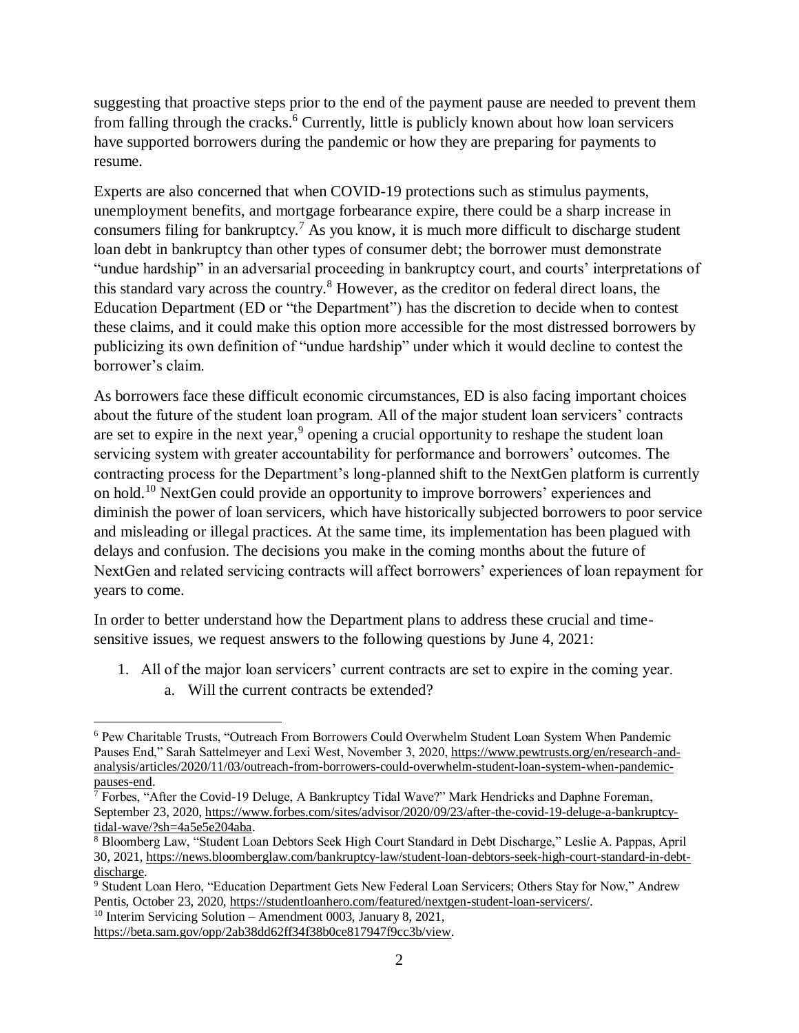suggesting that proactive steps prior to the end of the payment pause are needed to prevent them from falling through the cracks.[6] Currently, little is publicly known about how loan servicers have supported borrowers during the pandemic or how they are preparing for payments to resume.

Experts are also concerned that when COVID-19 protections such as stimulus payments, unemployment benefits, and mortgage forbearance expire, there could be a sharp increase in consumers filing for bankruptcy.[7] As you know, it is much more difficult to discharge student loan debt in bankruptcy than other types of consumer debt; the borrower must demonstrate "undue hardship" in an adversarial proceeding in bankruptcy court, and courts' interpretations of this standard vary across the country.[8] However, as the creditor on federal direct loans, the Education Department (ED or "the Department") has the discretion to decide when to contest these claims, and it could make this option more accessible for the most distressed borrowers by publicizing its own definition of "undue hardship" under which it would decline to contest the borrower's claim.

As borrowers face these difficult economic circumstances, ED is also facing important choices about the future of the student loan program. All of the major student loan servicers' contracts are set to expire in the next year,[9] opening a crucial opportunity to reshape the student loan servicing system with greater accountability for performance and borrowers' outcomes. The contracting process for the Department's long-planned shift to the NextGen platform is currently on hold.[10] NextGen could provide an opportunity to improve borrowers' experiences and diminish the power of loan servicers, which have historically subjected borrowers to poor service and misleading or illegal practices. At the same time, its implementation has been plagued with delays and confusion. The decisions you make in the coming months about the future of NextGen and related servicing contracts will affect borrowers' experiences of loan repayment for years to come.

In order to better understand how the Department plans to address these crucial and time-sensitive issues, we request answers to the following questions by June 4, 2021:

1. All of the major loan servicers' current contracts are set to expire in the coming year.
    a. Will the current contracts be extended?

---

[6] Pew Charitable Trusts, "Outreach From Borrowers Could Overwhelm Student Loan System When Pandemic Pauses End," Sarah Sattelmeyer and Lexi West, November 3, 2020, https://www.pewtrusts.org/en/research-and-analysis/articles/2020/11/03/outreach-from-borrowers-could-overwhelm-student-loan-system-when-pandemic-pauses-end.

[7] Forbes, "After the Covid-19 Deluge, A Bankruptcy Tidal Wave?" Mark Hendricks and Daphne Foreman, September 23, 2020, https://www.forbes.com/sites/advisor/2020/09/23/after-the-covid-19-deluge-a-bankruptcy-tidal-wave/?sh=4a5e5e204aba.

[8] Bloomberg Law, "Student Loan Debtors Seek High Court Standard in Debt Discharge," Leslie A. Pappas, April 30, 2021, https://news.bloomberglaw.com/bankruptcy-law/student-loan-debtors-seek-high-court-standard-in-debt-discharge.

[9] Student Loan Hero, "Education Department Gets New Federal Loan Servicers; Others Stay for Now," Andrew Pentis, October 23, 2020, https://studentloanhero.com/featured/nextgen-student-loan-servicers/.

[10] Interim Servicing Solution – Amendment 0003, January 8, 2021, https://beta.sam.gov/opp/2ab38dd62ff34f38b0ce817947f9cc3b/view.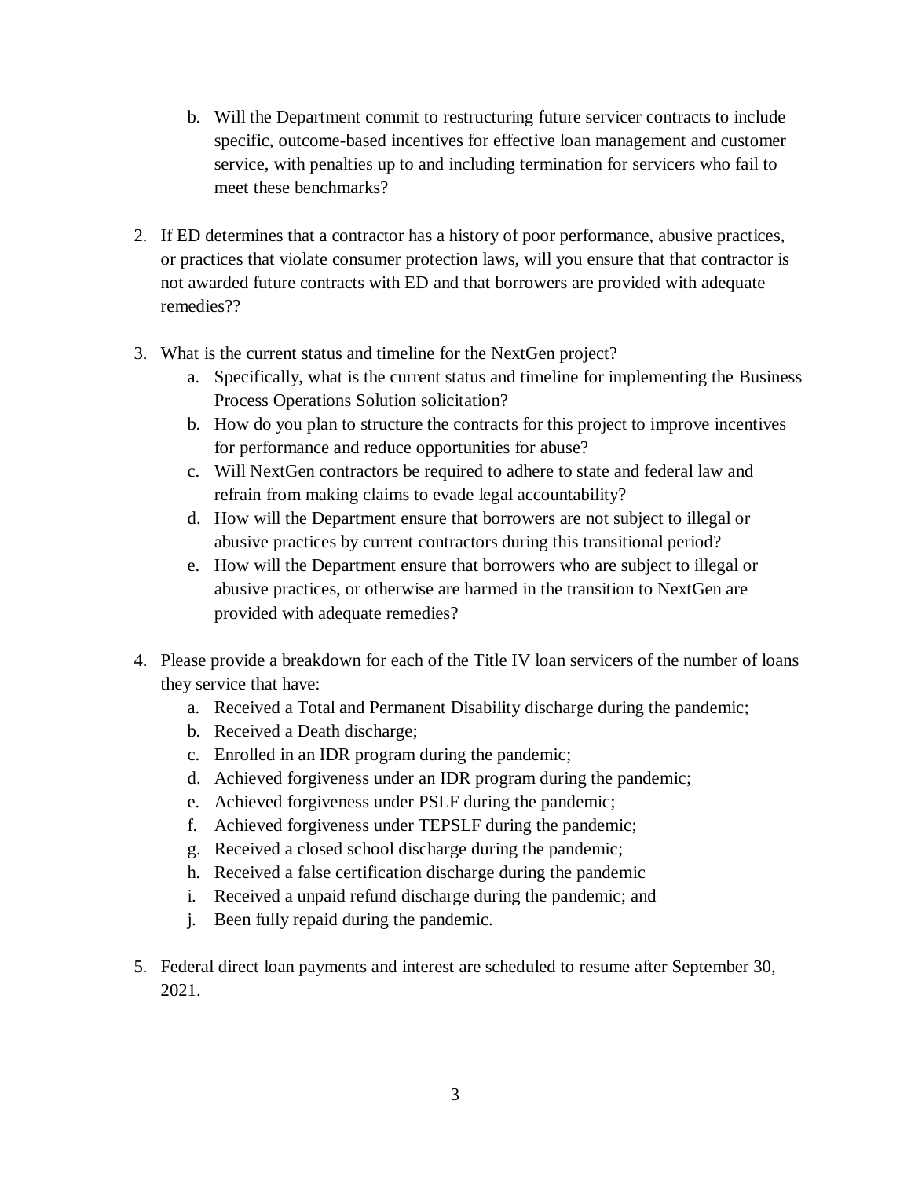b. Will the Department commit to restructuring future servicer contracts to include specific, outcome-based incentives for effective loan management and customer service, with penalties up to and including termination for servicers who fail to meet these benchmarks?

2. If ED determines that a contractor has a history of poor performance, abusive practices, or practices that violate consumer protection laws, will you ensure that that contractor is not awarded future contracts with ED and that borrowers are provided with adequate remedies??

3. What is the current status and timeline for the NextGen project?
   a. Specifically, what is the current status and timeline for implementing the Business Process Operations Solution solicitation?
   b. How do you plan to structure the contracts for this project to improve incentives for performance and reduce opportunities for abuse?
   c. Will NextGen contractors be required to adhere to state and federal law and refrain from making claims to evade legal accountability?
   d. How will the Department ensure that borrowers are not subject to illegal or abusive practices by current contractors during this transitional period?
   e. How will the Department ensure that borrowers who are subject to illegal or abusive practices, or otherwise are harmed in the transition to NextGen are provided with adequate remedies?

4. Please provide a breakdown for each of the Title IV loan servicers of the number of loans they service that have:
   a. Received a Total and Permanent Disability discharge during the pandemic;
   b. Received a Death discharge;
   c. Enrolled in an IDR program during the pandemic;
   d. Achieved forgiveness under an IDR program during the pandemic;
   e. Achieved forgiveness under PSLF during the pandemic;
   f. Achieved forgiveness under TEPSLF during the pandemic;
   g. Received a closed school discharge during the pandemic;
   h. Received a false certification discharge during the pandemic
   i. Received a unpaid refund discharge during the pandemic; and
   j. Been fully repaid during the pandemic.

5. Federal direct loan payments and interest are scheduled to resume after September 30, 2021.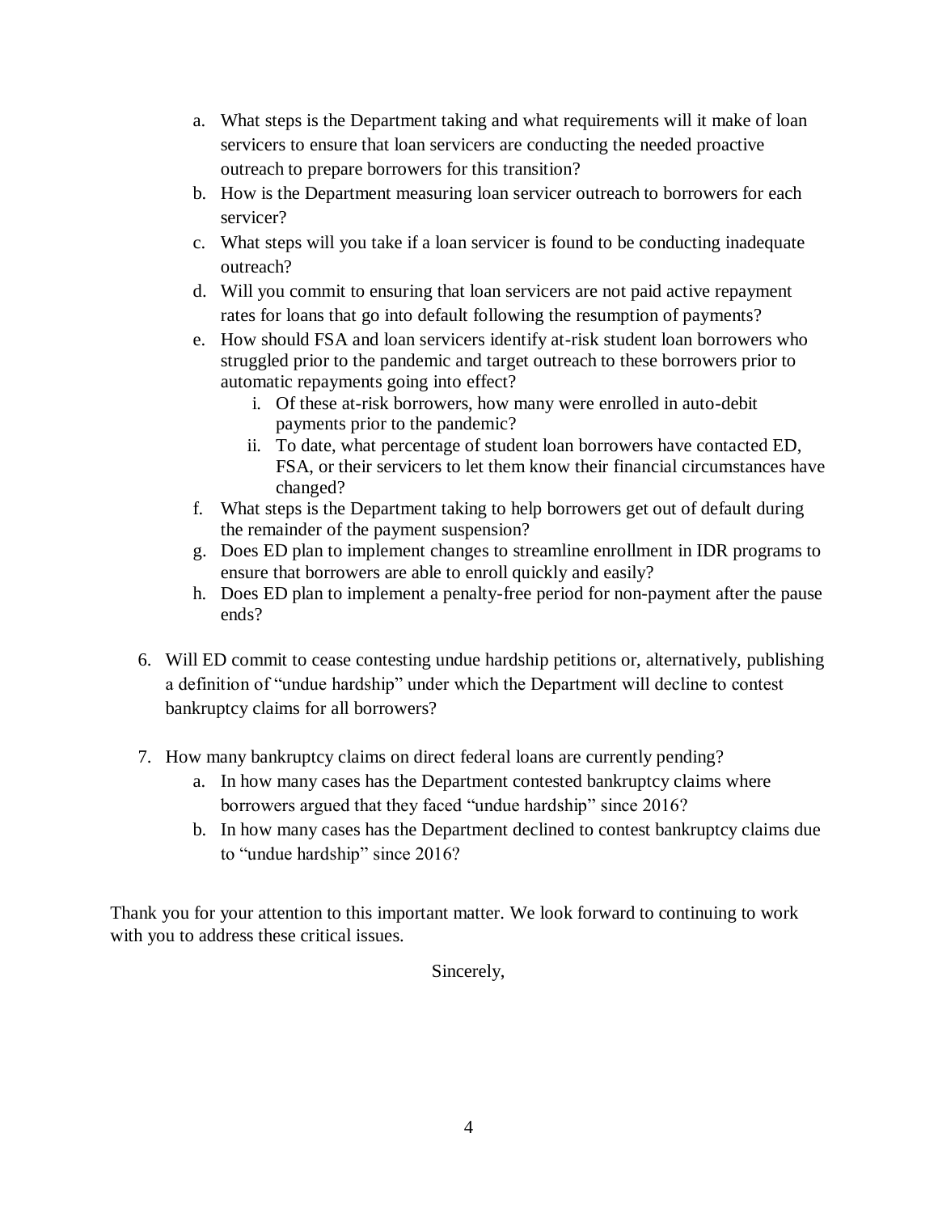a. What steps is the Department taking and what requirements will it make of loan servicers to ensure that loan servicers are conducting the needed proactive outreach to prepare borrowers for this transition?
   b. How is the Department measuring loan servicer outreach to borrowers for each servicer?
   c. What steps will you take if a loan servicer is found to be conducting inadequate outreach?
   d. Will you commit to ensuring that loan servicers are not paid active repayment rates for loans that go into default following the resumption of payments?
   e. How should FSA and loan servicers identify at-risk student loan borrowers who struggled prior to the pandemic and target outreach to these borrowers prior to automatic repayments going into effect?
      i. Of these at-risk borrowers, how many were enrolled in auto-debit payments prior to the pandemic?
      ii. To date, what percentage of student loan borrowers have contacted ED, FSA, or their servicers to let them know their financial circumstances have changed?
   f. What steps is the Department taking to help borrowers get out of default during the remainder of the payment suspension?
   g. Does ED plan to implement changes to streamline enrollment in IDR programs to ensure that borrowers are able to enroll quickly and easily?
   h. Does ED plan to implement a penalty-free period for non-payment after the pause ends?

6. Will ED commit to cease contesting undue hardship petitions or, alternatively, publishing a definition of "undue hardship" under which the Department will decline to contest bankruptcy claims for all borrowers?

7. How many bankruptcy claims on direct federal loans are currently pending?
   a. In how many cases has the Department contested bankruptcy claims where borrowers argued that they faced "undue hardship" since 2016?
   b. In how many cases has the Department declined to contest bankruptcy claims due to "undue hardship" since 2016?

Thank you for your attention to this important matter. We look forward to continuing to work with you to address these critical issues.

Sincerely,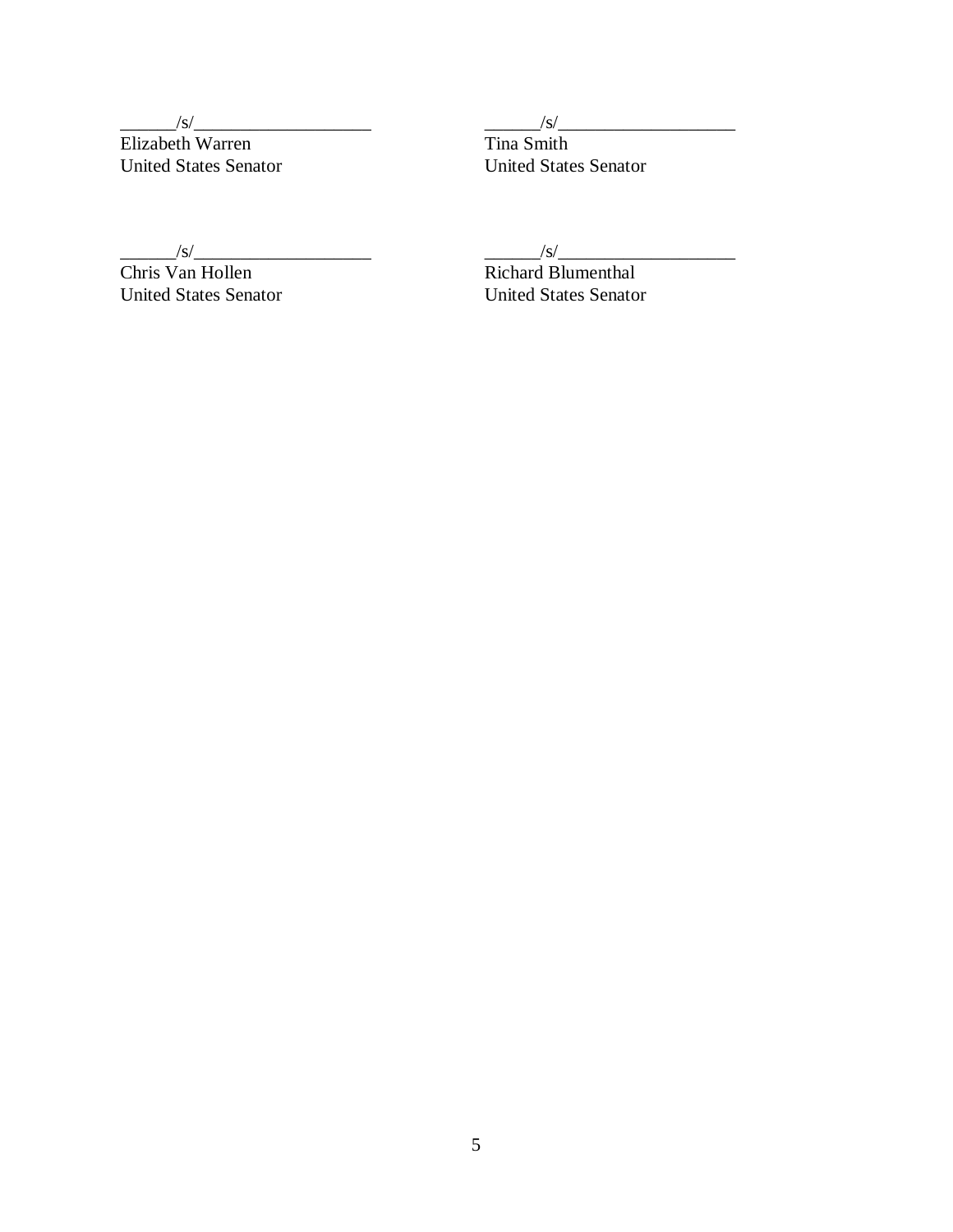______/s/___________________
Elizabeth Warren
United States Senator

______/s/___________________
Tina Smith
United States Senator

______/s/___________________
Chris Van Hollen
United States Senator

______/s/___________________
Richard Blumenthal
United States Senator